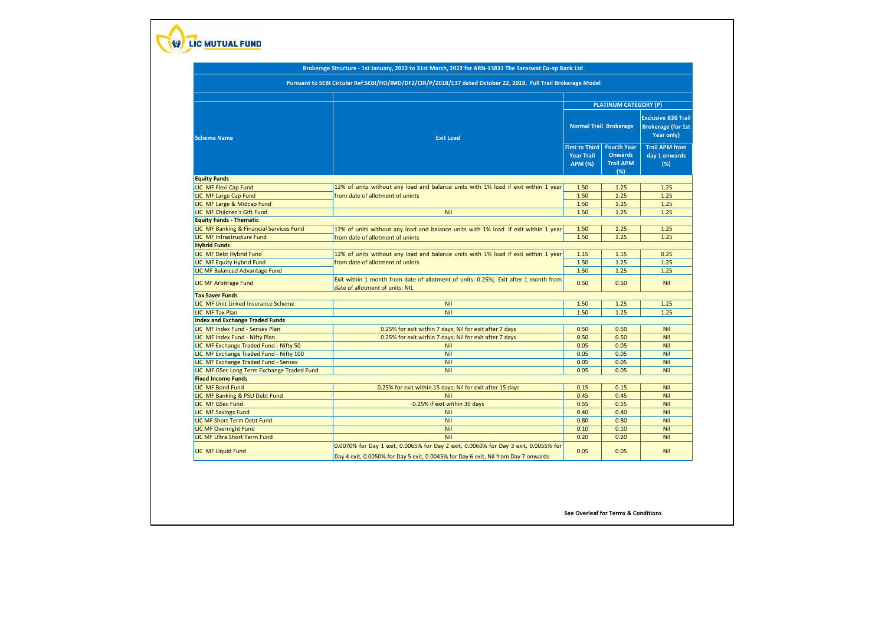LIC MUTUAL FUND

**Brokerage Structure - 1st January, 2022 to 31st March, 2022 for ARN-13831 The Saraswat Co-op Bank Ltd**

**Pursuant to SEBI Circular Ref:SEBI/HO/IMD/DF2/CIR/P/2018/137 dated October 22, 2018, Full Trail Brokerage Model**

| Scheme Name | Exit Load | PLATINUM CATEGORY (P) | | |
|---|---|---|---|---|
| | | Normal Trail Brokerage | | Exclusive B30 Trail Brokerage (for 1st Year only) |
| | | First to Third Year Trail APM (%) | Fourth Year Onwards Trail APM (%) | Trail APM from day 1 onwards (%) |
| **Equity Funds** | | | | |
| LIC MF Flexi Cap Fund | 12% of units without any load and balance units with 1% load if exit within 1 year from date of allotment of unints | 1.50 | 1.25 | 1.25 |
| LIC MF Large Cap Fund | | 1.50 | 1.25 | 1.25 |
| LIC MF Large & Midcap Fund | | 1.50 | 1.25 | 1.25 |
| LIC MF Children's Gift Fund | Nil | 1.50 | 1.25 | 1.25 |
| **Equity Funds - Thematic** | | | | |
| LIC MF Banking & Financial Services Fund | 12% of units without any load and balance units with 1% load if exit within 1 year from date of allotment of units | 1.50 | 1.25 | 1.25 |
| LIC MF Infrastructure Fund | | 1.50 | 1.25 | 1.25 |
| **Hybrid Funds** | | | | |
| LIC MF Debt Hybrid Fund | 12% of units without any load and balance units with 1% load if exit within 1 year from date of allotment of units | 1.15 | 1.15 | 0.25 |
| LIC MF Equity Hybrid Fund | | 1.50 | 1.25 | 1.25 |
| LIC MF Balanced Advantage Fund | | 1.50 | 1.25 | 1.25 |
| LIC MF Arbitrage Fund | Exit within 1 month from date of allotment of units: 0.25%; Exit after 1 month from date of allotment of units: NIL | 0.50 | 0.50 | Nil |
| **Tax Saver Funds** | | | | |
| LIC MF Unit Linked Insurance Scheme | Nil | 1.50 | 1.25 | 1.25 |
| LIC MF Tax Plan | Nil | 1.50 | 1.25 | 1.25 |
| **Index and Exchange Traded Funds** | | | | |
| LIC MF Index Fund - Sensex Plan | 0.25% for exit within 7 days; Nil for exit after 7 days | 0.50 | 0.50 | Nil |
| LIC MF Index Fund - Nifty Plan | 0.25% for exit within 7 days; Nil for exit after 7 days | 0.50 | 0.50 | Nil |
| LIC MF Exchange Traded Fund - Nifty 50 | Nil | 0.05 | 0.05 | Nil |
| LIC MF Exchange Traded Fund - Nifty 100 | Nil | 0.05 | 0.05 | Nil |
| LIC MF Exchange Traded Fund - Sensex | Nil | 0.05 | 0.05 | Nil |
| LIC MF GSec Long Term Exchange Traded Fund | Nil | 0.05 | 0.05 | Nil |
| **Fixed Income Funds** | | | | |
| LIC MF Bond Fund | 0.25% for exit within 15 days; Nil for exit after 15 days | 0.15 | 0.15 | Nil |
| LIC MF Banking & PSU Debt Fund | Nil | 0.45 | 0.45 | Nil |
| LIC MF GSec Fund | 0.25% if exit within 30 days | 0.55 | 0.55 | Nil |
| LIC MF Savings Fund | Nil | 0.40 | 0.40 | Nil |
| LIC MF Short Term Debt Fund | Nil | 0.80 | 0.80 | Nil |
| LIC MF Overnight Fund | Nil | 0.10 | 0.10 | Nil |
| LIC MF Ultra Short Term Fund | Nil | 0.20 | 0.20 | Nil |
| LIC MF Liquid Fund | 0.0070% for Day 1 exit, 0.0065% for Day 2 exit, 0.0060% for Day 3 exit, 0.0055% for Day 4 exit, 0.0050% for Day 5 exit, 0.0045% for Day 6 exit, Nil from Day 7 onwards | 0.05 | 0.05 | Nil |

**See Overleaf for Terms & Conditions**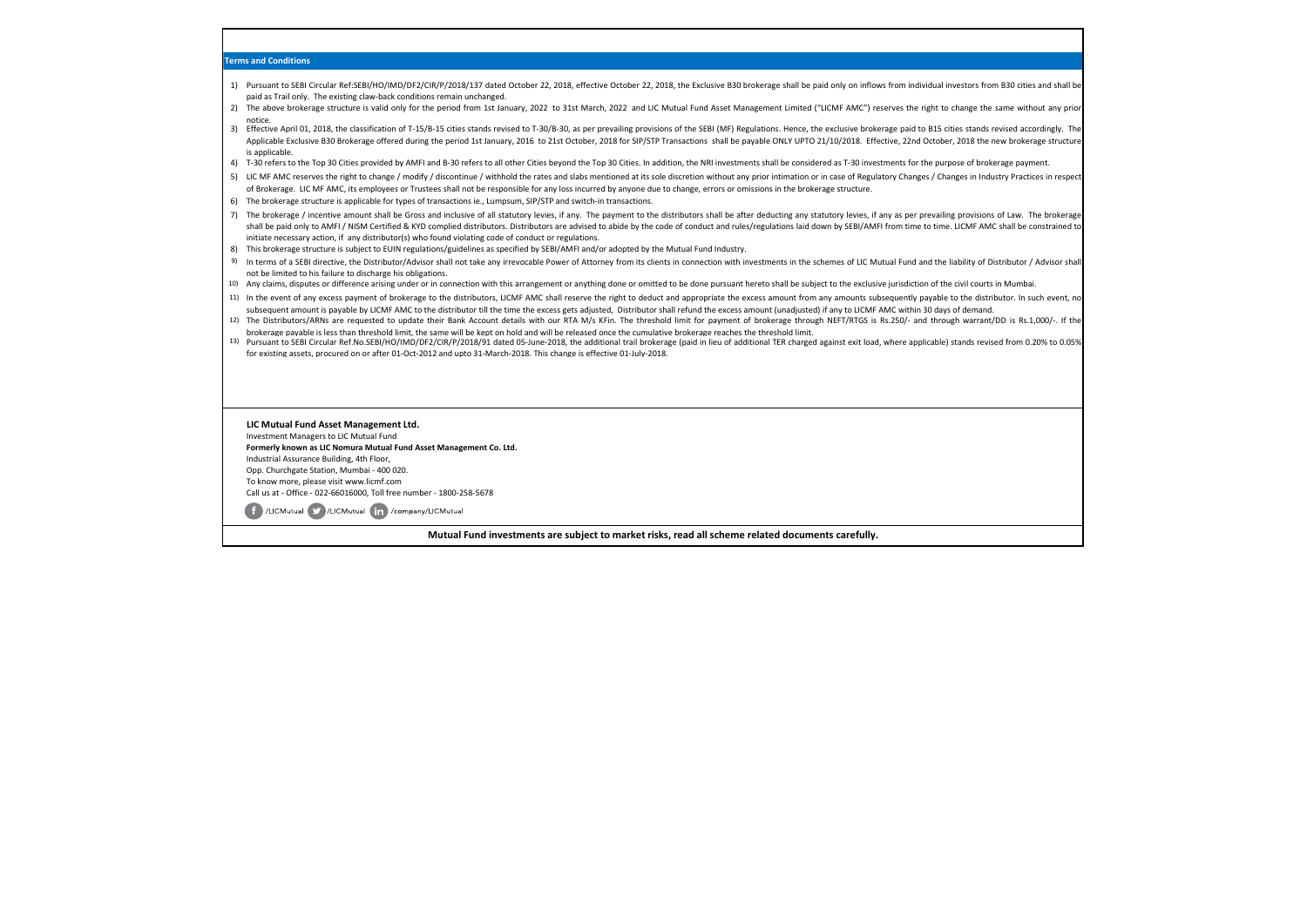## Terms and Conditions

1) Pursuant to SEBI Circular Ref:SEBI/HO/IMD/DF2/CIR/P/2018/137 dated October 22, 2018, effective October 22, 2018, the Exclusive B30 brokerage shall be paid only on inflows from individual investors from B30 cities and shall be paid as Trail only. The existing claw-back conditions remain unchanged.
2) The above brokerage structure is valid only for the period from 1st January, 2022 to 31st March, 2022 and LIC Mutual Fund Asset Management Limited ("LICMF AMC") reserves the right to change the same without any prior notice.
3) Effective April 01, 2018, the classification of T-15/B-15 cities stands revised to T-30/B-30, as per prevailing provisions of the SEBI (MF) Regulations. Hence, the exclusive brokerage paid to B15 cities stands revised accordingly. The Applicable Exclusive B30 Brokerage offered during the period 1st January, 2016 to 21st October, 2018 for SIP/STP Transactions shall be payable ONLY UPTO 21/10/2018. Effective, 22nd October, 2018 the new brokerage structure is applicable.
4) T-30 refers to the Top 30 Cities provided by AMFI and B-30 refers to all other Cities beyond the Top 30 Cities. In addition, the NRI investments shall be considered as T-30 investments for the purpose of brokerage payment.
5) LIC MF AMC reserves the right to change / modify / discontinue / withhold the rates and slabs mentioned at its sole discretion without any prior intimation or in case of Regulatory Changes / Changes in Industry Practices in respect of Brokerage. LIC MF AMC, its employees or Trustees shall not be responsible for any loss incurred by anyone due to change, errors or omissions in the brokerage structure.
6) The brokerage structure is applicable for types of transactions ie., Lumpsum, SIP/STP and switch-in transactions.
7) The brokerage / incentive amount shall be Gross and inclusive of all statutory levies, if any. The payment to the distributors shall be after deducting any statutory levies, if any as per prevailing provisions of Law. The brokerage shall be paid only to AMFI / NISM Certified & KYD complied distributors. Distributors are advised to abide by the code of conduct and rules/regulations laid down by SEBI/AMFI from time to time. LICMF AMC shall be constrained to initiate necessary action, if any distributor(s) who found violating code of conduct or regulations.
8) This brokerage structure is subject to EUIN regulations/guidelines as specified by SEBI/AMFI and/or adopted by the Mutual Fund Industry.
9) In terms of a SEBI directive, the Distributor/Advisor shall not take any irrevocable Power of Attorney from its clients in connection with investments in the schemes of LIC Mutual Fund and the liability of Distributor / Advisor shall not be limited to his failure to discharge his obligations.
10) Any claims, disputes or difference arising under or in connection with this arrangement or anything done or omitted to be done pursuant hereto shall be subject to the exclusive jurisdiction of the civil courts in Mumbai.
11) In the event of any excess payment of brokerage to the distributors, LICMF AMC shall reserve the right to deduct and appropriate the excess amount from any amounts subsequently payable to the distributor. In such event, no subsequent amount is payable by LICMF AMC to the distributor till the time the excess gets adjusted, Distributor shall refund the excess amount (unadjusted) if any to LICMF AMC within 30 days of demand.
12) The Distributors/ARNs are requested to update their Bank Account details with our RTA M/s KFin. The threshold limit for payment of brokerage through NEFT/RTGS is Rs.250/- and through warrant/DD is Rs.1,000/-. If the brokerage payable is less than threshold limit, the same will be kept on hold and will be released once the cumulative brokerage reaches the threshold limit.
13) Pursuant to SEBI Circular Ref.No.SEBI/HO/IMD/DF2/CIR/P/2018/91 dated 05-June-2018, the additional trail brokerage (paid in lieu of additional TER charged against exit load, where applicable) stands revised from 0.20% to 0.05% for existing assets, procured on or after 01-Oct-2012 and upto 31-March-2018. This change is effective 01-July-2018.

**LIC Mutual Fund Asset Management Ltd.**
Investment Managers to LIC Mutual Fund
**Formerly known as LIC Nomura Mutual Fund Asset Management Co. Ltd.**
Industrial Assurance Building, 4th Floor,
Opp. Churchgate Station, Mumbai - 400 020.
To know more, please visit www.licmf.com
Call us at - Office - 022-66016000, Toll free number - 1800-258-5678

/LICMutual /LICMutual /company/LICMutual

**Mutual Fund investments are subject to market risks, read all scheme related documents carefully.**